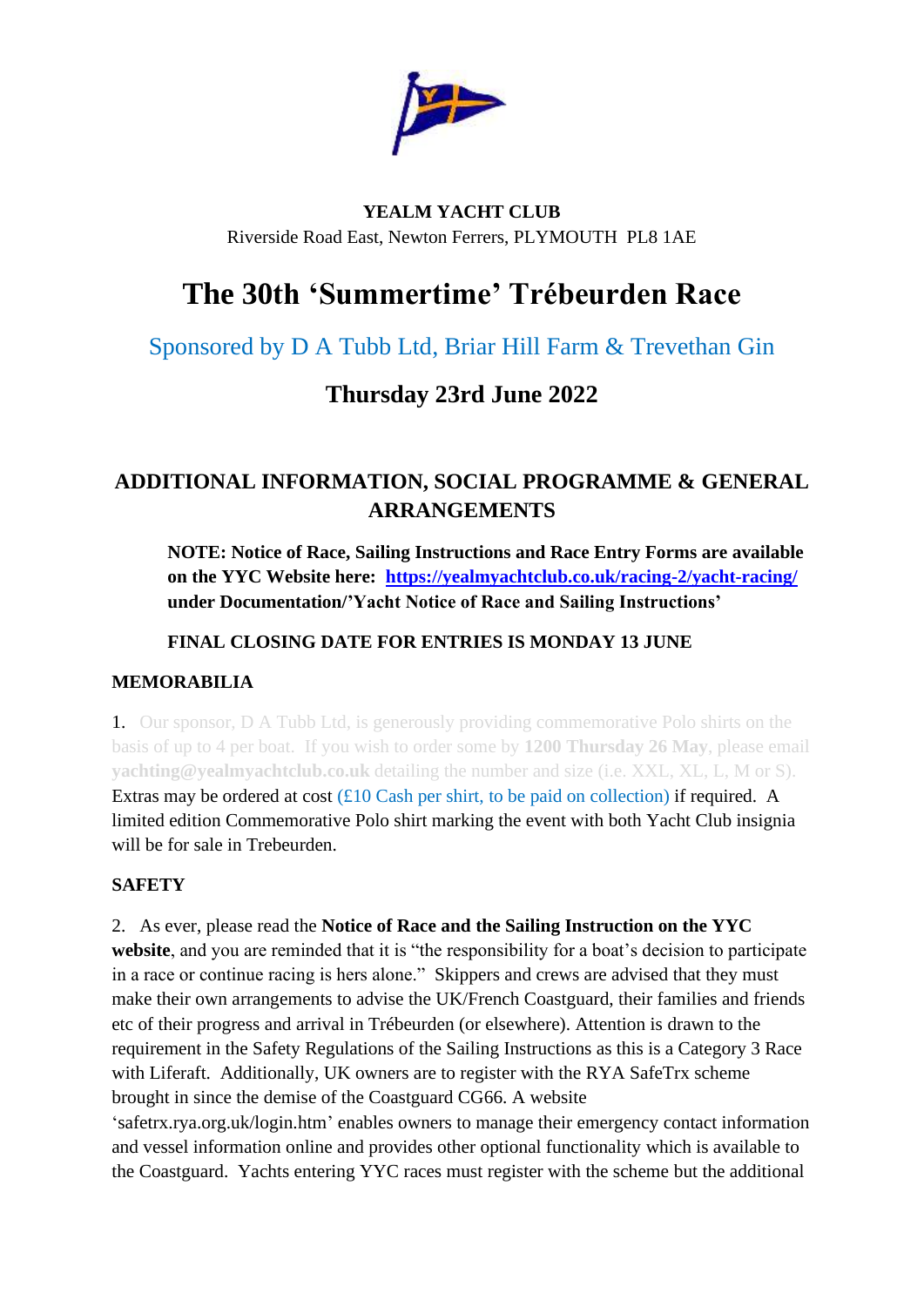**YEALM YACHT CLUB**
Riverside Road East, Newton Ferrers, PLYMOUTH PL8 1AE

# The 30th 'Summertime' Trébeurden Race

## Sponsored by D A Tubb Ltd, Briar Hill Farm & Trevethan Gin

## Thursday 23rd June 2022

## ADDITIONAL INFORMATION, SOCIAL PROGRAMME & GENERAL ARRANGEMENTS

**NOTE: Notice of Race, Sailing Instructions and Race Entry Forms are available on the YYC Website here: [https://yealmyachtclub.co.uk/racing-2/yacht-racing/](https://yealmyachtclub.co.uk/racing-2/yacht-racing/) under Documentation/'Yacht Notice of Race and Sailing Instructions'**

**FINAL CLOSING DATE FOR ENTRIES IS MONDAY 13 JUNE**

### MEMORABILIA

1. Our sponsor, D A Tubb Ltd, is generously providing commemorative Polo shirts on the basis of up to 4 per boat. If you wish to order some by **1200 Thursday 26 May**, please email **yachting@yealmyachtclub.co.uk** detailing the number and size (i.e. XXL, XL, L, M or S). Extras may be ordered at cost (£10 Cash per shirt, to be paid on collection) if required. A limited edition Commemorative Polo shirt marking the event with both Yacht Club insignia will be for sale in Trebeurden.

### SAFETY

2. As ever, please read the **Notice of Race and the Sailing Instruction on the YYC website**, and you are reminded that it is "the responsibility for a boat's decision to participate in a race or continue racing is hers alone." Skippers and crews are advised that they must make their own arrangements to advise the UK/French Coastguard, their families and friends etc of their progress and arrival in Trébeurden (or elsewhere). Attention is drawn to the requirement in the Safety Regulations of the Sailing Instructions as this is a Category 3 Race with Liferaft. Additionally, UK owners are to register with the RYA SafeTrx scheme brought in since the demise of the Coastguard CG66. A website 'safetrx.rya.org.uk/login.htm' enables owners to manage their emergency contact information and vessel information online and provides other optional functionality which is available to the Coastguard. Yachts entering YYC races must register with the scheme but the additional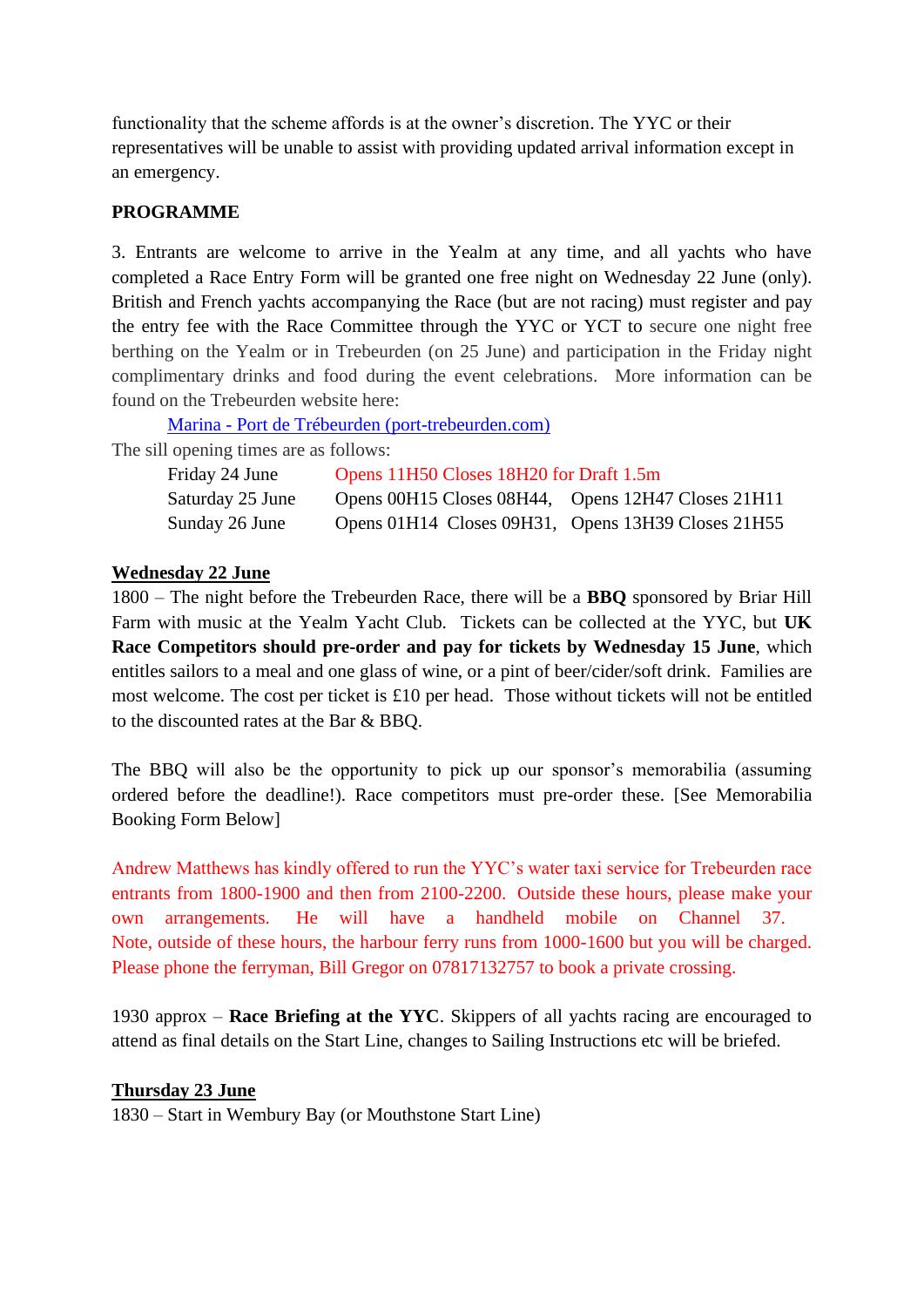functionality that the scheme affords is at the owner's discretion. The YYC or their representatives will be unable to assist with providing updated arrival information except in an emergency.

**PROGRAMME**

3. Entrants are welcome to arrive in the Yealm at any time, and all yachts who have completed a Race Entry Form will be granted one free night on Wednesday 22 June (only). British and French yachts accompanying the Race (but are not racing) must register and pay the entry fee with the Race Committee through the YYC or YCT to secure one night free berthing on the Yealm or in Trebeurden (on 25 June) and participation in the Friday night complimentary drinks and food during the event celebrations. More information can be found on the Trebeurden website here:

[Marina - Port de Trébeurden (port-trebeurden.com)](port-trebeurden.com)

The sill opening times are as follows:

| | | |
|---|---|---|
| Friday 24 June | Opens 11H50 Closes 18H20 for Draft 1.5m | |
| Saturday 25 June | Opens 00H15 Closes 08H44, | Opens 12H47 Closes 21H11 |
| Sunday 26 June | Opens 01H14 Closes 09H31, | Opens 13H39 Closes 21H55 |

<u>**Wednesday 22 June**</u>

1800 – The night before the Trebeurden Race, there will be a **BBQ** sponsored by Briar Hill Farm with music at the Yealm Yacht Club. Tickets can be collected at the YYC, but **UK Race Competitors should pre-order and pay for tickets by Wednesday 15 June**, which entitles sailors to a meal and one glass of wine, or a pint of beer/cider/soft drink. Families are most welcome. The cost per ticket is £10 per head. Those without tickets will not be entitled to the discounted rates at the Bar & BBQ.

The BBQ will also be the opportunity to pick up our sponsor's memorabilia (assuming ordered before the deadline!). Race competitors must pre-order these. [See Memorabilia Booking Form Below]

Andrew Matthews has kindly offered to run the YYC's water taxi service for Trebeurden race entrants from 1800-1900 and then from 2100-2200. Outside these hours, please make your own arrangements. He will have a handheld mobile on Channel 37. Note, outside of these hours, the harbour ferry runs from 1000-1600 but you will be charged. Please phone the ferryman, Bill Gregor on 07817132757 to book a private crossing.

1930 approx – **Race Briefing at the YYC**. Skippers of all yachts racing are encouraged to attend as final details on the Start Line, changes to Sailing Instructions etc will be briefed.

<u>**Thursday 23 June**</u>

1830 – Start in Wembury Bay (or Mouthstone Start Line)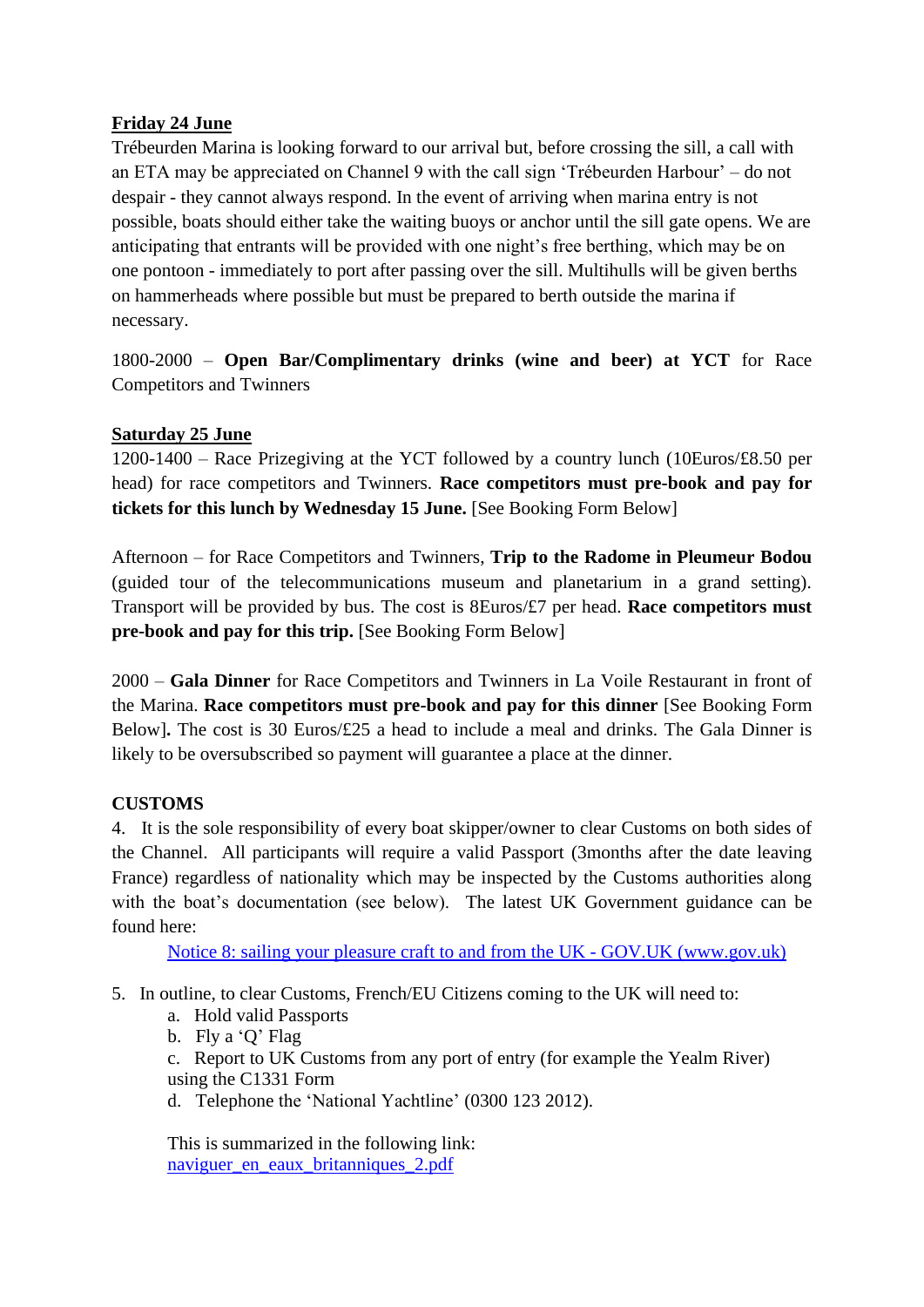**Friday 24 June**

Trébeurden Marina is looking forward to our arrival but, before crossing the sill, a call with an ETA may be appreciated on Channel 9 with the call sign 'Trébeurden Harbour' – do not despair - they cannot always respond. In the event of arriving when marina entry is not possible, boats should either take the waiting buoys or anchor until the sill gate opens. We are anticipating that entrants will be provided with one night's free berthing, which may be on one pontoon - immediately to port after passing over the sill. Multihulls will be given berths on hammerheads where possible but must be prepared to berth outside the marina if necessary.

1800-2000 – **Open Bar/Complimentary drinks (wine and beer) at YCT** for Race Competitors and Twinners

**Saturday 25 June**

1200-1400 – Race Prizegiving at the YCT followed by a country lunch (10Euros/£8.50 per head) for race competitors and Twinners. **Race competitors must pre-book and pay for tickets for this lunch by Wednesday 15 June.** [See Booking Form Below]

Afternoon – for Race Competitors and Twinners, **Trip to the Radome in Pleumeur Bodou** (guided tour of the telecommunications museum and planetarium in a grand setting). Transport will be provided by bus. The cost is 8Euros/£7 per head. **Race competitors must pre-book and pay for this trip.** [See Booking Form Below]

2000 – **Gala Dinner** for Race Competitors and Twinners in La Voile Restaurant in front of the Marina. **Race competitors must pre-book and pay for this dinner** [See Booking Form Below]**.** The cost is 30 Euros/£25 a head to include a meal and drinks. The Gala Dinner is likely to be oversubscribed so payment will guarantee a place at the dinner.

**CUSTOMS**

4. It is the sole responsibility of every boat skipper/owner to clear Customs on both sides of the Channel. All participants will require a valid Passport (3months after the date leaving France) regardless of nationality which may be inspected by the Customs authorities along with the boat's documentation (see below). The latest UK Government guidance can be found here:

   [Notice 8: sailing your pleasure craft to and from the UK - GOV.UK (www.gov.uk)]()

5. In outline, to clear Customs, French/EU Citizens coming to the UK will need to:
   a. Hold valid Passports
   b. Fly a 'Q' Flag
   c. Report to UK Customs from any port of entry (for example the Yealm River) using the C1331 Form
   d. Telephone the 'National Yachtline' (0300 123 2012).

   This is summarized in the following link:
   [naviguer_en_eaux_britanniques_2.pdf]()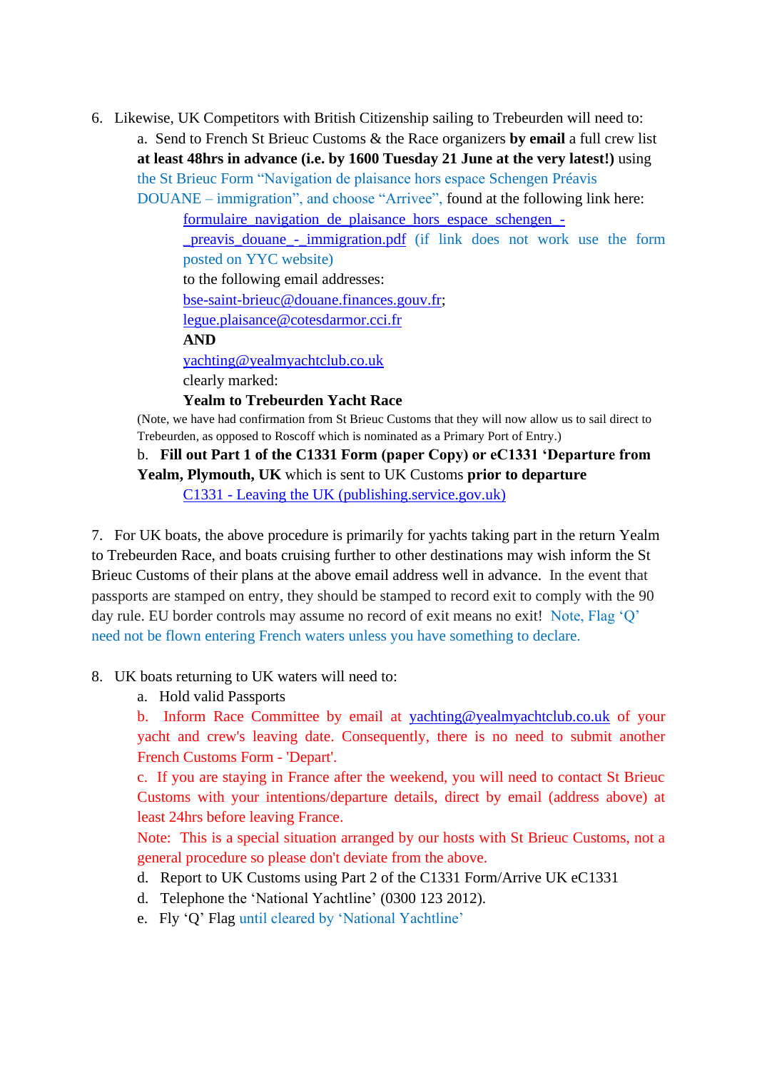6. Likewise, UK Competitors with British Citizenship sailing to Trebeurden will need to:

   a. Send to French St Brieuc Customs & the Race organizers **by email** a full crew list **at least 48hrs in advance (i.e. by 1600 Tuesday 21 June at the very latest!)** using the St Brieuc Form "Navigation de plaisance hors espace Schengen Préavis DOUANE – immigration", and choose "Arrivee", found at the following link here:

      formulaire_navigation_de_plaisance_hors_espace_schengen_-_preavis_douane_-_immigration.pdf (if link does not work use the form posted on YYC website)

      to the following email addresses:

      bse-saint-brieuc@douane.finances.gouv.fr;

      legue.plaisance@cotesdarmor.cci.fr

      **AND**

      yachting@yealmyachtclub.co.uk

      clearly marked:

      **Yealm to Trebeurden Yacht Race**

   (Note, we have had confirmation from St Brieuc Customs that they will now allow us to sail direct to Trebeurden, as opposed to Roscoff which is nominated as a Primary Port of Entry.)

   b. **Fill out Part 1 of the C1331 Form (paper Copy) or eC1331 'Departure from Yealm, Plymouth, UK** which is sent to UK Customs **prior to departure**

      C1331 - Leaving the UK (publishing.service.gov.uk)

7. For UK boats, the above procedure is primarily for yachts taking part in the return Yealm to Trebeurden Race, and boats cruising further to other destinations may wish inform the St Brieuc Customs of their plans at the above email address well in advance. In the event that passports are stamped on entry, they should be stamped to record exit to comply with the 90 day rule. EU border controls may assume no record of exit means no exit! Note, Flag 'Q' need not be flown entering French waters unless you have something to declare.

8. UK boats returning to UK waters will need to:

   a. Hold valid Passports

   b. Inform Race Committee by email at yachting@yealmyachtclub.co.uk of your yacht and crew's leaving date. Consequently, there is no need to submit another French Customs Form - 'Depart'.

   c. If you are staying in France after the weekend, you will need to contact St Brieuc Customs with your intentions/departure details, direct by email (address above) at least 24hrs before leaving France.

   Note: This is a special situation arranged by our hosts with St Brieuc Customs, not a general procedure so please don't deviate from the above.

   d. Report to UK Customs using Part 2 of the C1331 Form/Arrive UK eC1331

   d. Telephone the 'National Yachtline' (0300 123 2012).

   e. Fly 'Q' Flag until cleared by 'National Yachtline'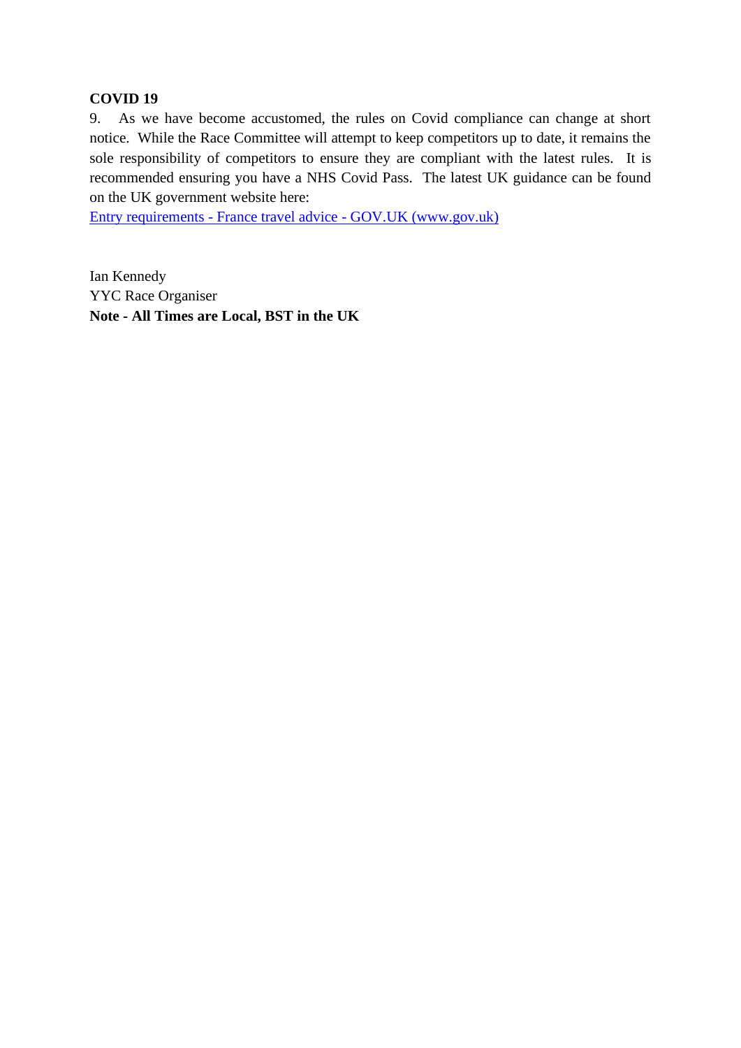**COVID 19**

9. As we have become accustomed, the rules on Covid compliance can change at short notice. While the Race Committee will attempt to keep competitors up to date, it remains the sole responsibility of competitors to ensure they are compliant with the latest rules. It is recommended ensuring you have a NHS Covid Pass. The latest UK guidance can be found on the UK government website here:
[Entry requirements - France travel advice - GOV.UK (www.gov.uk)](https://www.gov.uk)

Ian Kennedy
YYC Race Organiser
**Note - All Times are Local, BST in the UK**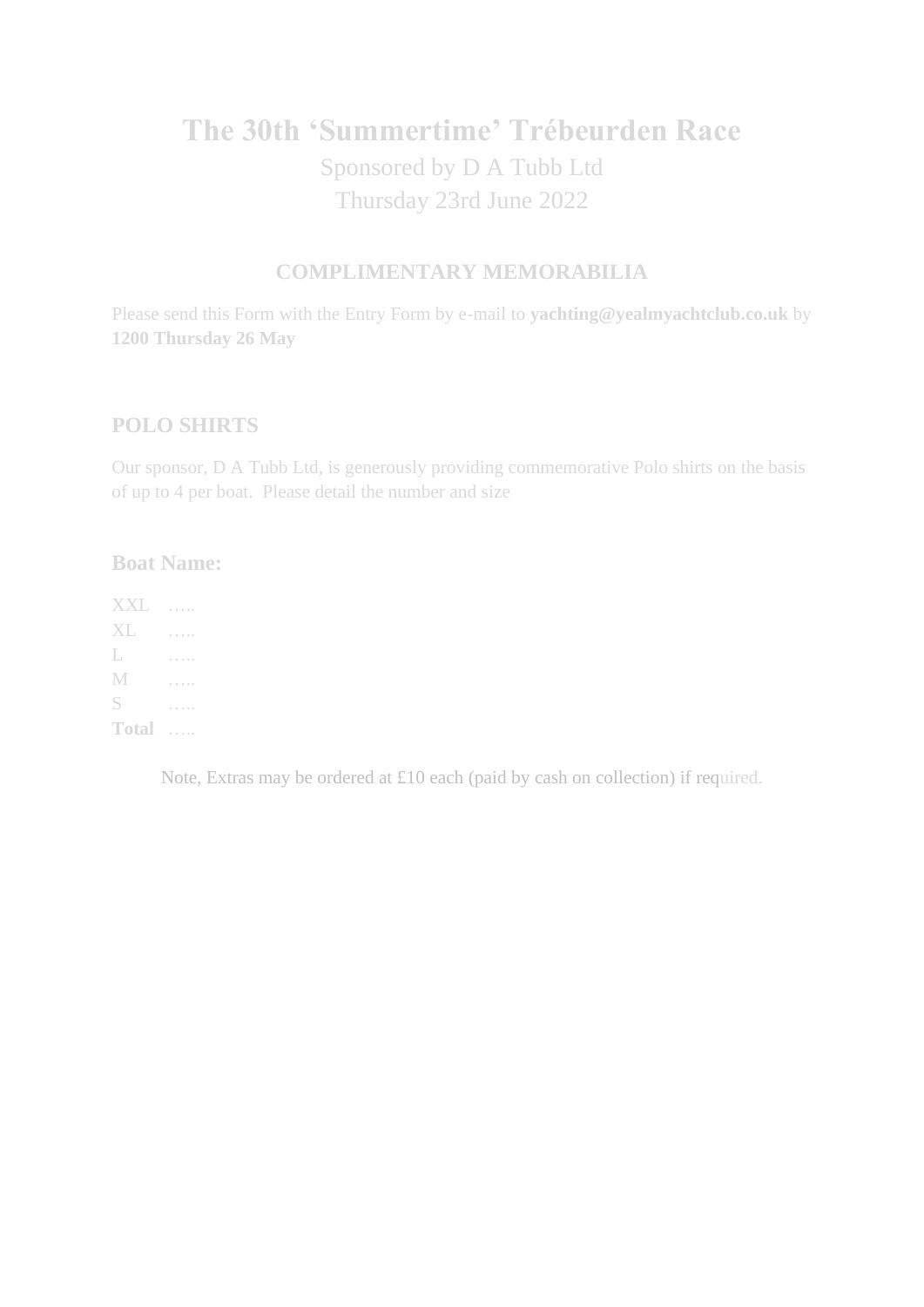# The 30th 'Summertime' Trébeurden Race

Sponsored by D A Tubb Ltd

Thursday 23rd June 2022

## COMPLIMENTARY MEMORABILIA

Please send this Form with the Entry Form by e-mail to **yachting@yealmyachtclub.co.uk** by **1200 Thursday 26 May**

## POLO SHIRTS

Our sponsor, D A Tubb Ltd, is generously providing commemorative Polo shirts on the basis of up to 4 per boat. Please detail the number and size

**Boat Name:**

XXL …..
XL …..
L …..
M …..
S …..
**Total** …..

Note, Extras may be ordered at £10 each (paid by cash on collection) if required.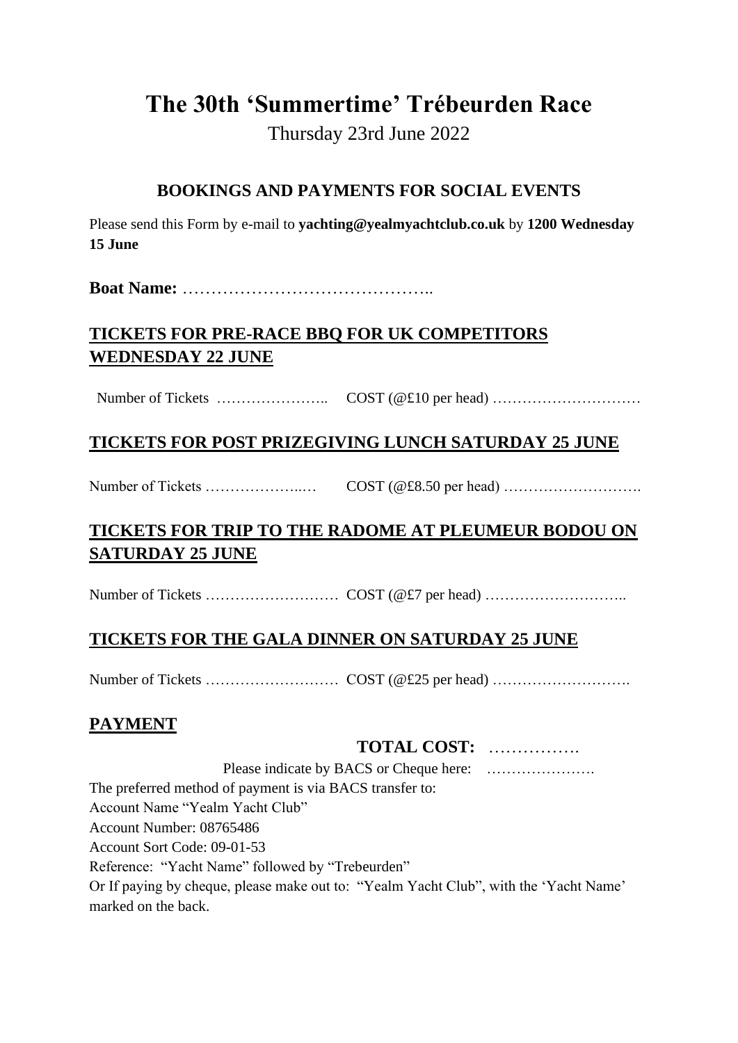# The 30th 'Summertime' Trébeurden Race

Thursday 23rd June 2022

## BOOKINGS AND PAYMENTS FOR SOCIAL EVENTS

Please send this Form by e-mail to **yachting@yealmyachtclub.co.uk** by **1200 Wednesday 15 June**

**Boat Name:** ……………………………………..

## TICKETS FOR PRE-RACE BBQ FOR UK COMPETITORS WEDNESDAY 22 JUNE

Number of Tickets ………………….. COST (@£10 per head) …………………………

## TICKETS FOR POST PRIZEGIVING LUNCH SATURDAY 25 JUNE

Number of Tickets ………………..… COST (@£8.50 per head) ……………………….

## TICKETS FOR TRIP TO THE RADOME AT PLEUMEUR BODOU ON SATURDAY 25 JUNE

Number of Tickets ……………………… COST (@£7 per head) ………………………..

## TICKETS FOR THE GALA DINNER ON SATURDAY 25 JUNE

Number of Tickets ……………………… COST (@£25 per head) ……………………….

## PAYMENT

**TOTAL COST:** …………….

Please indicate by BACS or Cheque here: ………………….

The preferred method of payment is via BACS transfer to:

Account Name "Yealm Yacht Club"

Account Number: 08765486

Account Sort Code: 09-01-53

Reference: "Yacht Name" followed by "Trebeurden"

Or If paying by cheque, please make out to: "Yealm Yacht Club", with the 'Yacht Name' marked on the back.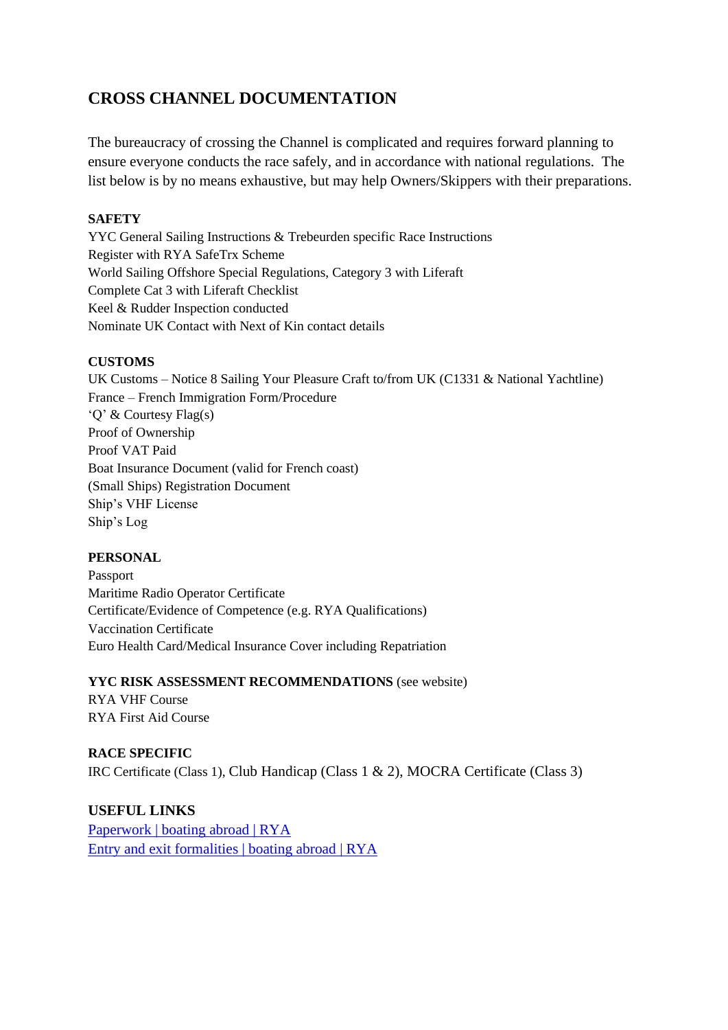# CROSS CHANNEL DOCUMENTATION

The bureaucracy of crossing the Channel is complicated and requires forward planning to ensure everyone conducts the race safely, and in accordance with national regulations. The list below is by no means exhaustive, but may help Owners/Skippers with their preparations.

**SAFETY**

YYC General Sailing Instructions & Trebeurden specific Race Instructions
Register with RYA SafeTrx Scheme
World Sailing Offshore Special Regulations, Category 3 with Liferaft
Complete Cat 3 with Liferaft Checklist
Keel & Rudder Inspection conducted
Nominate UK Contact with Next of Kin contact details

**CUSTOMS**

UK Customs – Notice 8 Sailing Your Pleasure Craft to/from UK (C1331 & National Yachtline)
France – French Immigration Form/Procedure
'Q' & Courtesy Flag(s)
Proof of Ownership
Proof VAT Paid
Boat Insurance Document (valid for French coast)
(Small Ships) Registration Document
Ship's VHF License
Ship's Log

**PERSONAL**

Passport
Maritime Radio Operator Certificate
Certificate/Evidence of Competence (e.g. RYA Qualifications)
Vaccination Certificate
Euro Health Card/Medical Insurance Cover including Repatriation

**YYC RISK ASSESSMENT RECOMMENDATIONS** (see website)

RYA VHF Course
RYA First Aid Course

**RACE SPECIFIC**

IRC Certificate (Class 1), Club Handicap (Class 1 & 2), MOCRA Certificate (Class 3)

**USEFUL LINKS**

Paperwork | boating abroad | RYA
Entry and exit formalities | boating abroad | RYA